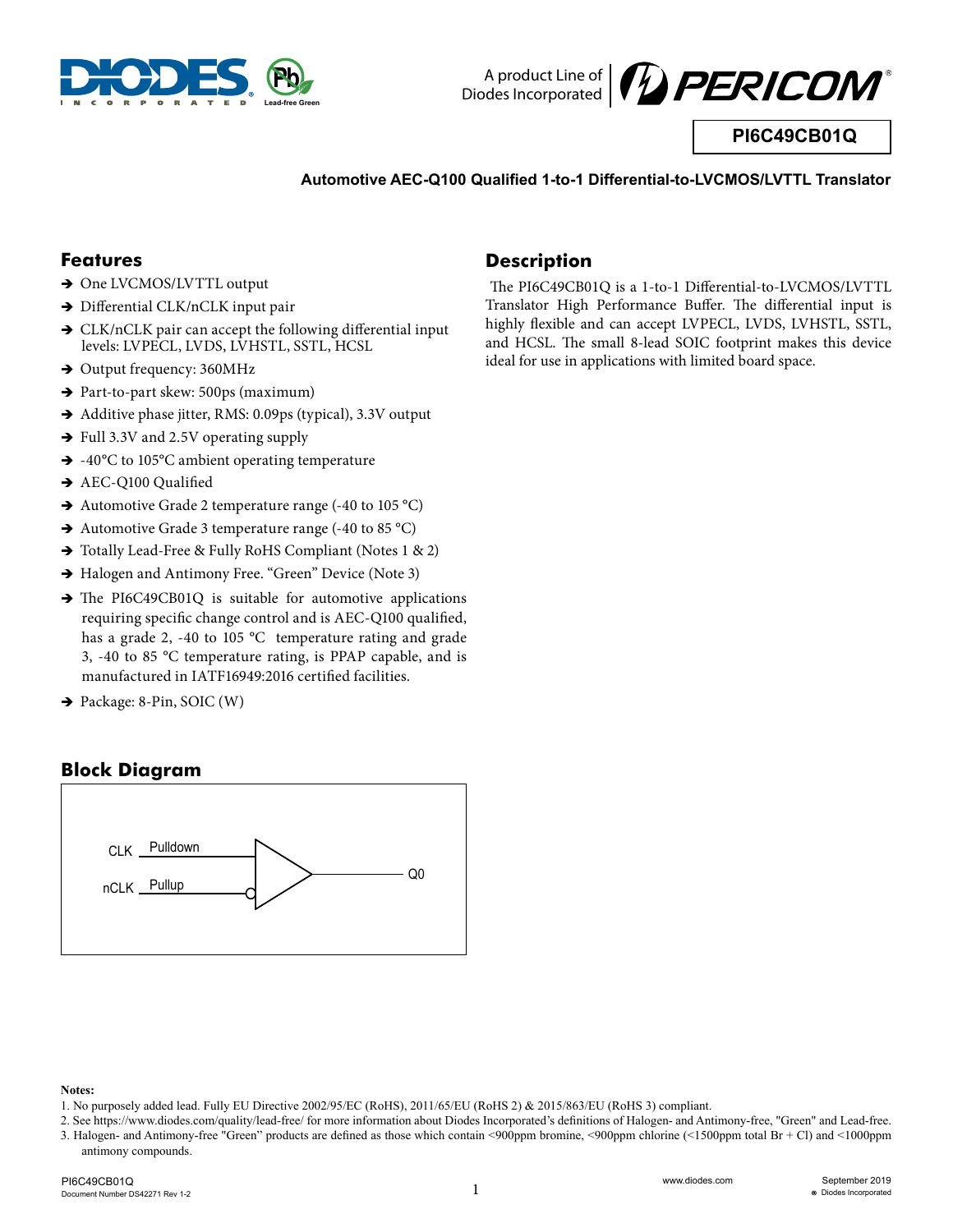# PI6C49CB01Q

**Automotive AEC-Q100 Qualified 1-to-1 Differential-to-LVCMOS/LVTTL Translator**

## Features

- One LVCMOS/LVTTL output
- Differential CLK/nCLK input pair
- CLK/nCLK pair can accept the following differential input levels: LVPECL, LVDS, LVHSTL, SSTL, HCSL
- Output frequency: 360MHz
- Part-to-part skew: 500ps (maximum)
- Additive phase jitter, RMS: 0.09ps (typical), 3.3V output
- Full 3.3V and 2.5V operating supply
- -40°C to 105°C ambient operating temperature
- AEC-Q100 Qualified
- Automotive Grade 2 temperature range (-40 to 105 °C)
- Automotive Grade 3 temperature range (-40 to 85 °C)
- Totally Lead-Free & Fully RoHS Compliant (Notes 1 & 2)
- Halogen and Antimony Free. "Green" Device (Note 3)
- The PI6C49CB01Q is suitable for automotive applications requiring specific change control and is AEC-Q100 qualified, has a grade 2, -40 to 105 °C temperature rating and grade 3, -40 to 85 °C temperature rating, is PPAP capable, and is manufactured in IATF16949:2016 certified facilities.
- Package: 8-Pin, SOIC (W)

## Description

The PI6C49CB01Q is a 1-to-1 Differential-to-LVCMOS/LVTTL Translator High Performance Buffer. The differential input is highly flexible and can accept LVPECL, LVDS, LVHSTL, SSTL, and HCSL. The small 8-lead SOIC footprint makes this device ideal for use in applications with limited board space.

## Block Diagram

CLK Pulldown

nCLK Pullup

Q0

**Notes:**

1. No purposely added lead. Fully EU Directive 2002/95/EC (RoHS), 2011/65/EU (RoHS 2) & 2015/863/EU (RoHS 3) compliant.
2. See https://www.diodes.com/quality/lead-free/ for more information about Diodes Incorporated's definitions of Halogen- and Antimony-free, "Green" and Lead-free.
3. Halogen- and Antimony-free "Green" products are defined as those which contain <900ppm bromine, <900ppm chlorine (<1500ppm total Br + Cl) and <1000ppm antimony compounds.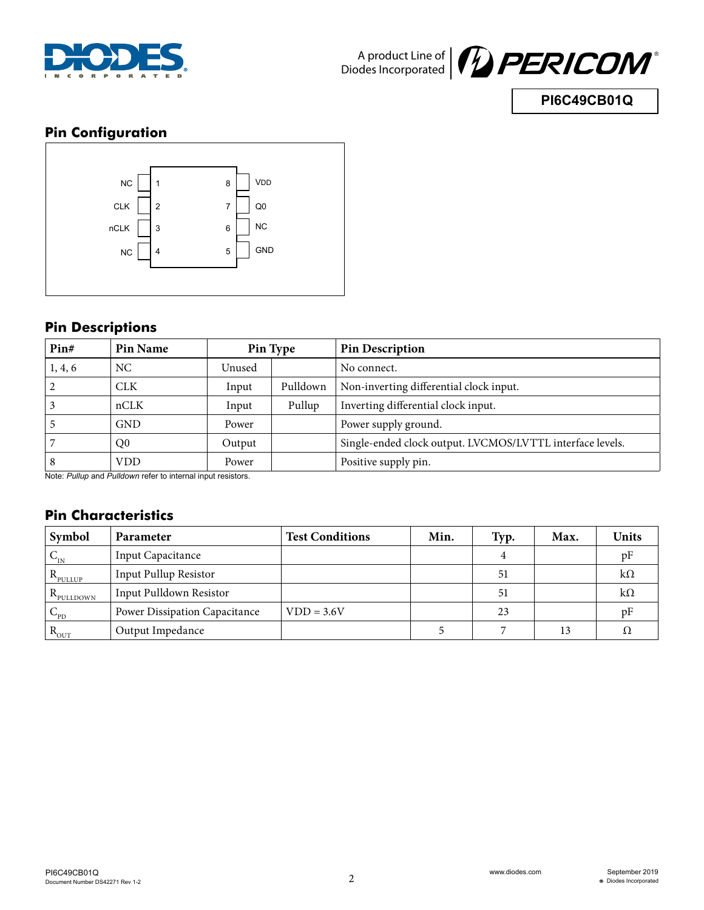## Pin Configuration

| | Pin | Pin | |
|---|---|---|---|
| NC | 1 | 8 | VDD |
| CLK | 2 | 7 | Q0 |
| nCLK | 3 | 6 | NC |
| NC | 4 | 5 | GND |

## Pin Descriptions

| Pin# | Pin Name | Pin Type | | Pin Description |
|---|---|---|---|---|
| 1, 4, 6 | NC | Unused | | No connect. |
| 2 | CLK | Input | Pulldown | Non-inverting differential clock input. |
| 3 | nCLK | Input | Pullup | Inverting differential clock input. |
| 5 | GND | Power | | Power supply ground. |
| 7 | Q0 | Output | | Single-ended clock output. LVCMOS/LVTTL interface levels. |
| 8 | VDD | Power | | Positive supply pin. |

Note: *Pullup* and *Pulldown* refer to internal input resistors.

## Pin Characteristics

| Symbol | Parameter | Test Conditions | Min. | Typ. | Max. | Units |
|---|---|---|---|---|---|---|
| $C_{IN}$ | Input Capacitance | | | 4 | | pF |
| $R_{PULLUP}$ | Input Pullup Resistor | | | 51 | | kΩ |
| $R_{PULLDOWN}$ | Input Pulldown Resistor | | | 51 | | kΩ |
| $C_{PD}$ | Power Dissipation Capacitance | VDD = 3.6V | | 23 | | pF |
| $R_{OUT}$ | Output Impedance | | 5 | 7 | 13 | Ω |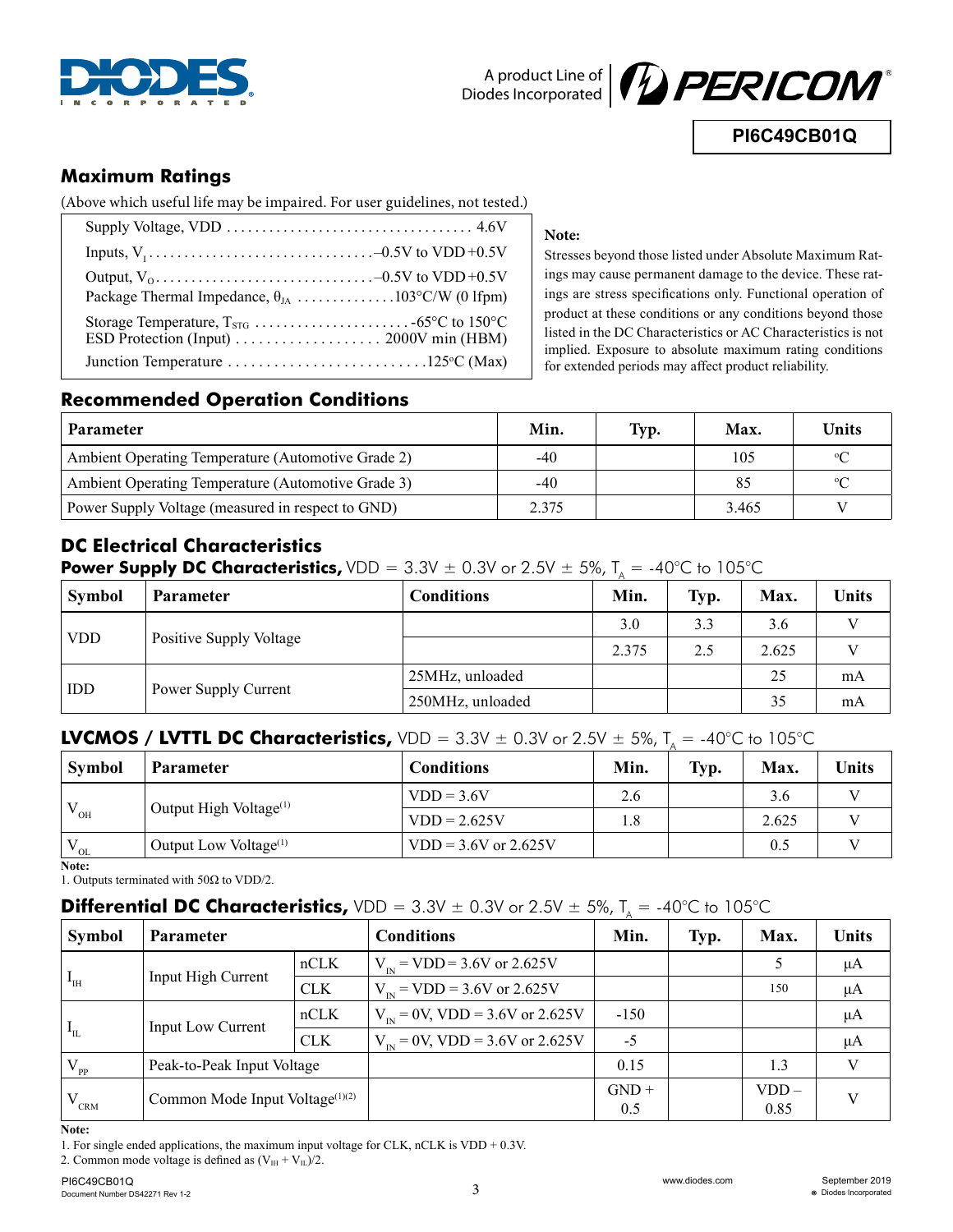## Maximum Ratings

(Above which useful life may be impaired. For user guidelines, not tested.)

| | |
|---|---|
| Supply Voltage, VDD | 4.6V |
| Inputs, $V_I$ | –0.5V to VDD +0.5V |
| Output, $V_O$ | –0.5V to VDD +0.5V |
| Package Thermal Impedance, $\theta_{JA}$ | 103°C/W (0 lfpm) |
| Storage Temperature, $T_{STG}$ | -65°C to 150°C |
| ESD Protection (Input) | 2000V min (HBM) |
| Junction Temperature | 125°C (Max) |

**Note:**

Stresses beyond those listed under Absolute Maximum Ratings may cause permanent damage to the device. These ratings are stress specifications only. Functional operation of product at these conditions or any conditions beyond those listed in the DC Characteristics or AC Characteristics is not implied. Exposure to absolute maximum rating conditions for extended periods may affect product reliability.

## Recommended Operation Conditions

| Parameter | Min. | Typ. | Max. | Units |
|---|---|---|---|---|
| Ambient Operating Temperature (Automotive Grade 2) | -40 | | 105 | °C |
| Ambient Operating Temperature (Automotive Grade 3) | -40 | | 85 | °C |
| Power Supply Voltage (measured in respect to GND) | 2.375 | | 3.465 | V |

## DC Electrical Characteristics

**Power Supply DC Characteristics,** VDD = 3.3V ± 0.3V or 2.5V ± 5%, $T_A$ = -40°C to 105°C

| Symbol | Parameter | Conditions | Min. | Typ. | Max. | Units |
|---|---|---|---|---|---|---|
| VDD | Positive Supply Voltage | | 3.0 | 3.3 | 3.6 | V |
| | | | 2.375 | 2.5 | 2.625 | V |
| IDD | Power Supply Current | 25MHz, unloaded | | | 25 | mA |
| | | 250MHz, unloaded | | | 35 | mA |

**LVCMOS / LVTTL DC Characteristics,** VDD = 3.3V ± 0.3V or 2.5V ± 5%, $T_A$ = -40°C to 105°C

| Symbol | Parameter | Conditions | Min. | Typ. | Max. | Units |
|---|---|---|---|---|---|---|
| $V_{OH}$ | Output High Voltage[1] | VDD = 3.6V | 2.6 | | 3.6 | V |
| | | VDD = 2.625V | 1.8 | | 2.625 | V |
| $V_{OL}$ | Output Low Voltage[1] | VDD = 3.6V or 2.625V | | | 0.5 | V |

**Note:**

1. Outputs terminated with 50Ω to VDD/2.

**Differential DC Characteristics,** VDD = 3.3V ± 0.3V or 2.5V ± 5%, $T_A$ = -40°C to 105°C

| Symbol | Parameter | | Conditions | Min. | Typ. | Max. | Units |
|---|---|---|---|---|---|---|---|
| $I_{IH}$ | Input High Current | nCLK | $V_{IN}$ = VDD = 3.6V or 2.625V | | | 5 | μA |
| | | CLK | $V_{IN}$ = VDD = 3.6V or 2.625V | | | 150 | μA |
| $I_{IL}$ | Input Low Current | nCLK | $V_{IN}$ = 0V, VDD = 3.6V or 2.625V | -150 | | | μA |
| | | CLK | $V_{IN}$ = 0V, VDD = 3.6V or 2.625V | -5 | | | μA |
| $V_{PP}$ | Peak-to-Peak Input Voltage | | | 0.15 | | 1.3 | V |
| $V_{CRM}$ | Common Mode Input Voltage[1][2] | | | GND + 0.5 | | VDD – 0.85 | V |

**Note:**

1. For single ended applications, the maximum input voltage for CLK, nCLK is VDD + 0.3V.
2. Common mode voltage is defined as $(V_{IH} + V_{IL})/2$.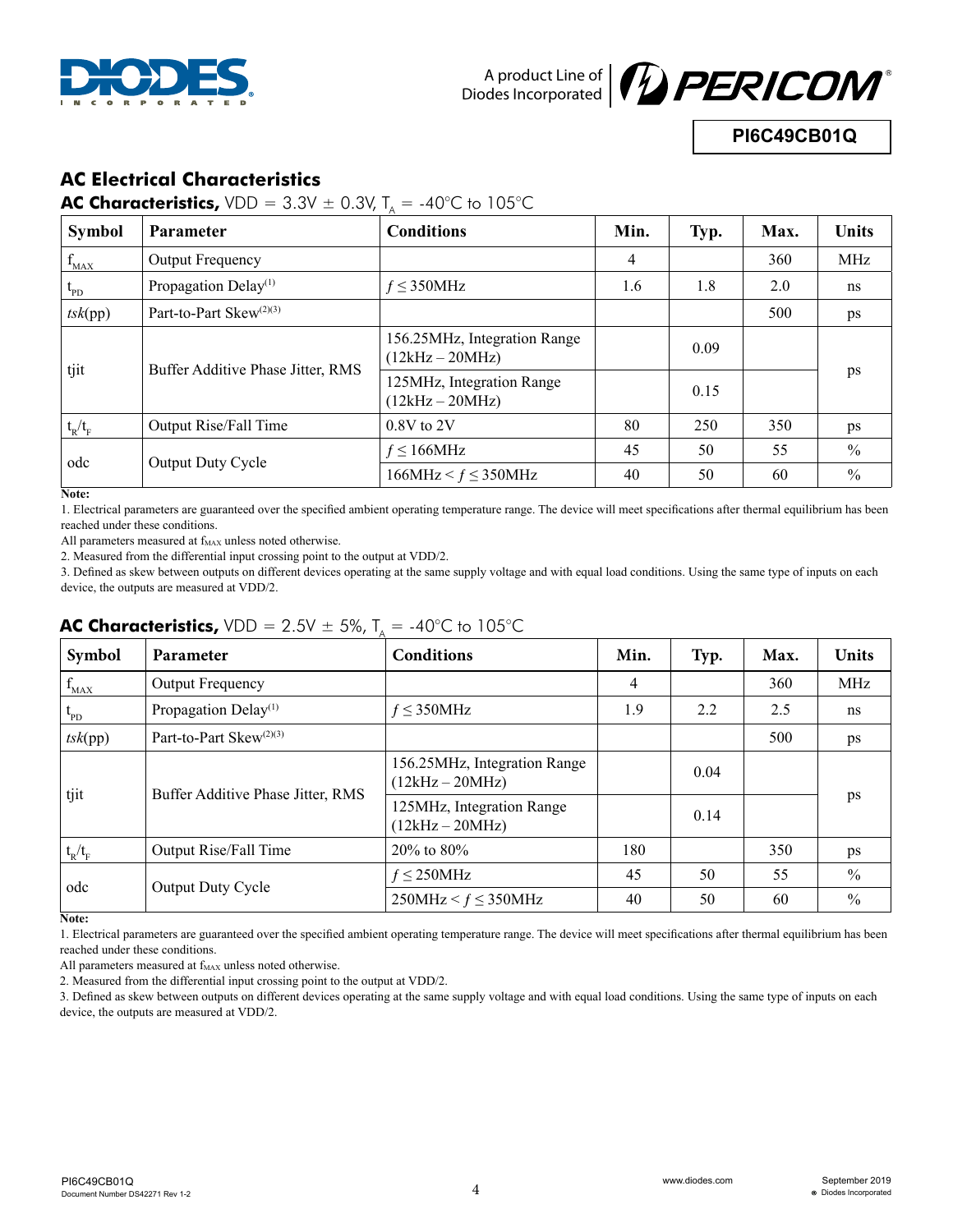## AC Electrical Characteristics

**AC Characteristics,** VDD = 3.3V ± 0.3V, $T_A$ = -40°C to 105°C

| Symbol | Parameter | Conditions | Min. | Typ. | Max. | Units |
|---|---|---|---|---|---|---|
| $f_{MAX}$ | Output Frequency | | 4 | | 360 | MHz |
| $t_{PD}$ | Propagation Delay[1] | $f \leq 350MHz$ | 1.6 | 1.8 | 2.0 | ns |
| *tsk*(pp) | Part-to-Part Skew[2][3] | | | | 500 | ps |
| tjit | Buffer Additive Phase Jitter, RMS | 156.25MHz, Integration Range (12kHz – 20MHz) | | 0.09 | | ps |
| | | 125MHz, Integration Range (12kHz – 20MHz) | | 0.15 | | |
| $t_R/t_F$ | Output Rise/Fall Time | 0.8V to 2V | 80 | 250 | 350 | ps |
| odc | Output Duty Cycle | $f \leq 166MHz$ | 45 | 50 | 55 | % |
| | | $166MHz < f \leq 350MHz$ | 40 | 50 | 60 | % |

**Note:**

1. Electrical parameters are guaranteed over the specified ambient operating temperature range. The device will meet specifications after thermal equilibrium has been reached under these conditions.

All parameters measured at $f_{MAX}$ unless noted otherwise.

2. Measured from the differential input crossing point to the output at VDD/2.
3. Defined as skew between outputs on different devices operating at the same supply voltage and with equal load conditions. Using the same type of inputs on each device, the outputs are measured at VDD/2.

**AC Characteristics,** VDD = 2.5V ± 5%, $T_A$ = -40°C to 105°C

| Symbol | Parameter | Conditions | Min. | Typ. | Max. | Units |
|---|---|---|---|---|---|---|
| $f_{MAX}$ | Output Frequency | | 4 | | 360 | MHz |
| $t_{PD}$ | Propagation Delay[1] | $f \leq 350MHz$ | 1.9 | 2.2 | 2.5 | ns |
| *tsk*(pp) | Part-to-Part Skew[2][3] | | | | 500 | ps |
| tjit | Buffer Additive Phase Jitter, RMS | 156.25MHz, Integration Range (12kHz – 20MHz) | | 0.04 | | ps |
| | | 125MHz, Integration Range (12kHz – 20MHz) | | 0.14 | | |
| $t_R/t_F$ | Output Rise/Fall Time | 20% to 80% | 180 | | 350 | ps |
| odc | Output Duty Cycle | $f \leq 250MHz$ | 45 | 50 | 55 | % |
| | | $250MHz < f \leq 350MHz$ | 40 | 50 | 60 | % |

**Note:**

1. Electrical parameters are guaranteed over the specified ambient operating temperature range. The device will meet specifications after thermal equilibrium has been reached under these conditions.

All parameters measured at $f_{MAX}$ unless noted otherwise.

2. Measured from the differential input crossing point to the output at VDD/2.
3. Defined as skew between outputs on different devices operating at the same supply voltage and with equal load conditions. Using the same type of inputs on each device, the outputs are measured at VDD/2.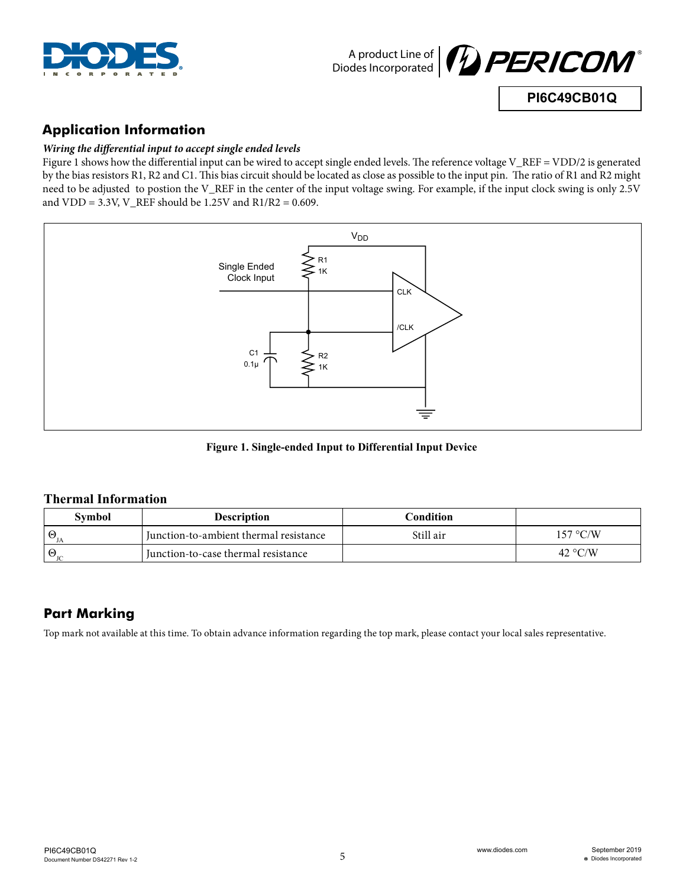## Application Information

***Wiring the differential input to accept single ended levels***

Figure 1 shows how the differential input can be wired to accept single ended levels. The reference voltage V_REF = VDD/2 is generated by the bias resistors R1, R2 and C1. This bias circuit should be located as close as possible to the input pin. The ratio of R1 and R2 might need to be adjusted to postion the V_REF in the center of the input voltage swing. For example, if the input clock swing is only 2.5V and VDD = 3.3V, V_REF should be 1.25V and R1/R2 = 0.609.

**Figure 1. Single-ended Input to Differential Input Device**

## Thermal Information

| Symbol | Description | Condition | |
|---|---|---|---|
| $\Theta_{JA}$ | Junction-to-ambient thermal resistance | Still air | 157 °C/W |
| $\Theta_{JC}$ | Junction-to-case thermal resistance | | 42 °C/W |

## Part Marking

Top mark not available at this time. To obtain advance information regarding the top mark, please contact your local sales representative.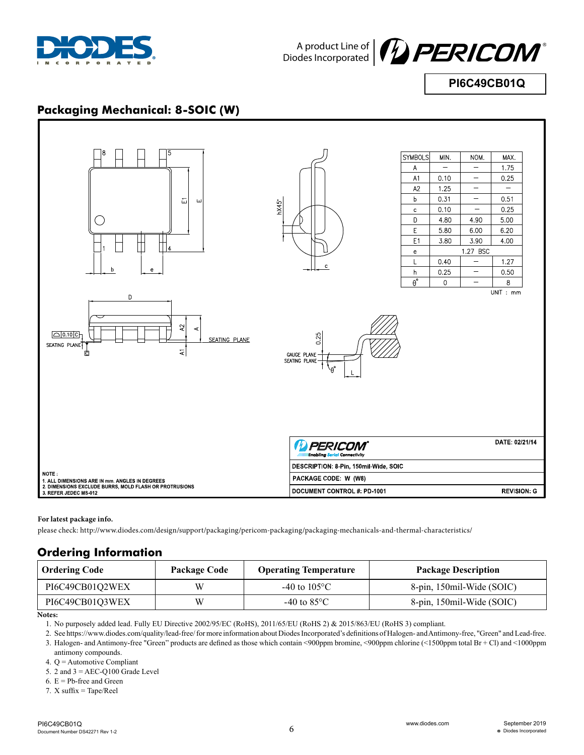## Packaging Mechanical: 8-SOIC (W)

| SYMBOLS | MIN. | NOM. | MAX. |
|---|---|---|---|
| A | — | — | 1.75 |
| A1 | 0.10 | — | 0.25 |
| A2 | 1.25 | — | — |
| b | 0.31 | — | 0.51 |
| c | 0.10 | — | 0.25 |
| D | 4.80 | 4.90 | 5.00 |
| E | 5.80 | 6.00 | 6.20 |
| E1 | 3.80 | 3.90 | 4.00 |
| e | | 1.27 BSC | |
| L | 0.40 | — | 1.27 |
| h | 0.25 | — | 0.50 |
| θ° | 0 | — | 8 |

UNIT : mm

NOTE :
1. ALL DIMENSIONS ARE IN mm. ANGLES IN DEGREES
2. DIMENSIONS EXCLUDE BURRS, MOLD FLASH OR PROTRUSIONS
3. REFER JEDEC MS-012

DATE: 02/21/14

DESCRIPTION: 8-Pin, 150mil-Wide, SOIC

PACKAGE CODE: W (W8)

DOCUMENT CONTROL #: PD-1001 REVISION: G

**For latest package info.**

please check: http://www.diodes.com/design/support/packaging/pericom-packaging/packaging-mechanicals-and-thermal-characteristics/

## Ordering Information

| Ordering Code | Package Code | Operating Temperature | Package Description |
|---|---|---|---|
| PI6C49CB01Q2WEX | W | -40 to 105°C | 8-pin, 150mil-Wide (SOIC) |
| PI6C49CB01Q3WEX | W | -40 to 85°C | 8-pin, 150mil-Wide (SOIC) |

**Notes:**

1. No purposely added lead. Fully EU Directive 2002/95/EC (RoHS), 2011/65/EU (RoHS 2) & 2015/863/EU (RoHS 3) compliant.
2. See https://www.diodes.com/quality/lead-free/ for more information about Diodes Incorporated's definitions of Halogen- and Antimony-free, "Green" and Lead-free.
3. Halogen- and Antimony-free "Green" products are defined as those which contain <900ppm bromine, <900ppm chlorine (<1500ppm total Br + Cl) and <1000ppm antimony compounds.
4. Q = Automotive Compliant
5. 2 and 3 = AEC-Q100 Grade Level
6. E = Pb-free and Green
7. X suffix = Tape/Reel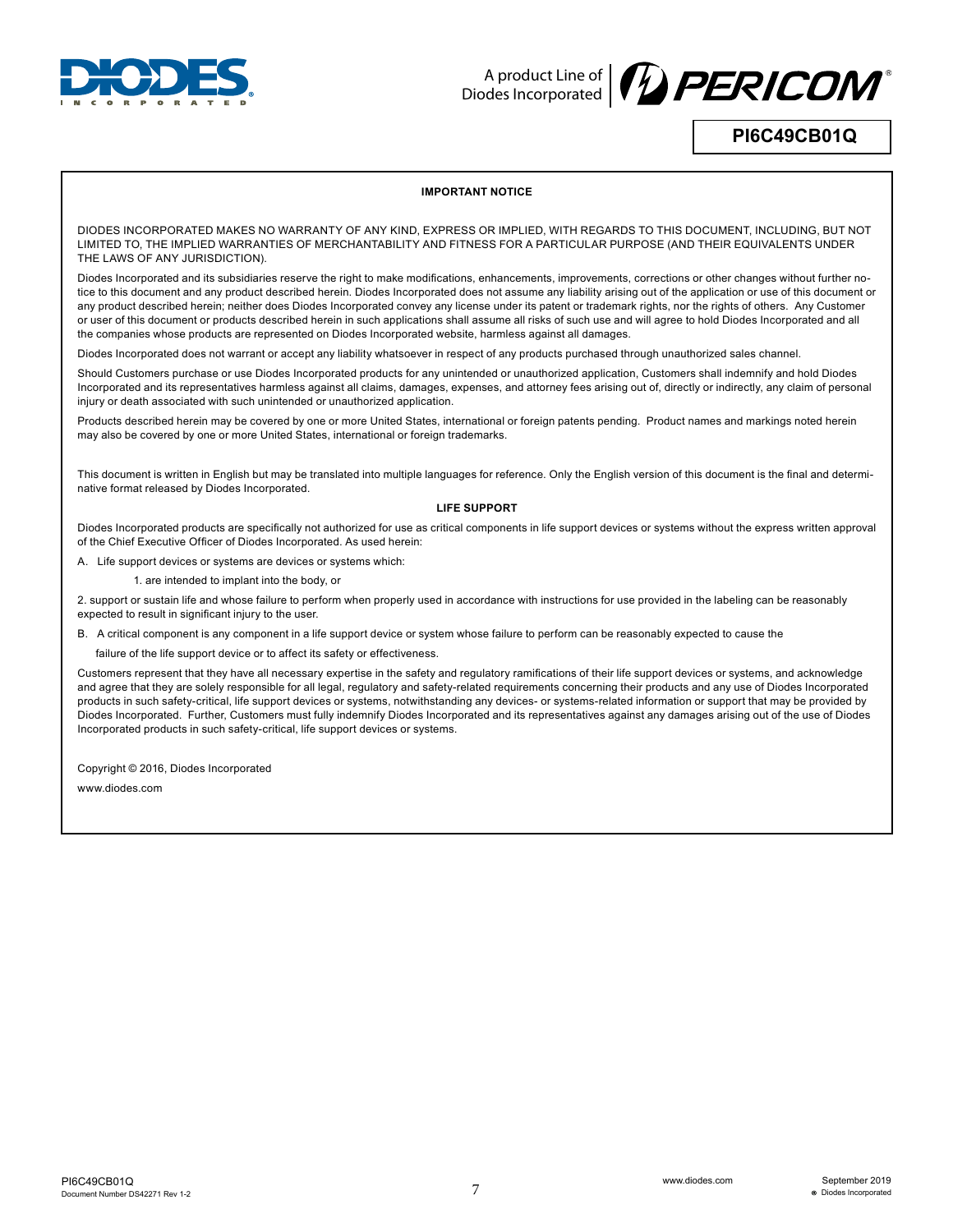**IMPORTANT NOTICE**

DIODES INCORPORATED MAKES NO WARRANTY OF ANY KIND, EXPRESS OR IMPLIED, WITH REGARDS TO THIS DOCUMENT, INCLUDING, BUT NOT LIMITED TO, THE IMPLIED WARRANTIES OF MERCHANTABILITY AND FITNESS FOR A PARTICULAR PURPOSE (AND THEIR EQUIVALENTS UNDER THE LAWS OF ANY JURISDICTION).

Diodes Incorporated and its subsidiaries reserve the right to make modifications, enhancements, improvements, corrections or other changes without further notice to this document and any product described herein. Diodes Incorporated does not assume any liability arising out of the application or use of this document or any product described herein; neither does Diodes Incorporated convey any license under its patent or trademark rights, nor the rights of others. Any Customer or user of this document or products described herein in such applications shall assume all risks of such use and will agree to hold Diodes Incorporated and all the companies whose products are represented on Diodes Incorporated website, harmless against all damages.

Diodes Incorporated does not warrant or accept any liability whatsoever in respect of any products purchased through unauthorized sales channel.

Should Customers purchase or use Diodes Incorporated products for any unintended or unauthorized application, Customers shall indemnify and hold Diodes Incorporated and its representatives harmless against all claims, damages, expenses, and attorney fees arising out of, directly or indirectly, any claim of personal injury or death associated with such unintended or unauthorized application.

Products described herein may be covered by one or more United States, international or foreign patents pending. Product names and markings noted herein may also be covered by one or more United States, international or foreign trademarks.

This document is written in English but may be translated into multiple languages for reference. Only the English version of this document is the final and determinative format released by Diodes Incorporated.

**LIFE SUPPORT**

Diodes Incorporated products are specifically not authorized for use as critical components in life support devices or systems without the express written approval of the Chief Executive Officer of Diodes Incorporated. As used herein:

A. Life support devices or systems are devices or systems which:

1. are intended to implant into the body, or

2. support or sustain life and whose failure to perform when properly used in accordance with instructions for use provided in the labeling can be reasonably expected to result in significant injury to the user.

B. A critical component is any component in a life support device or system whose failure to perform can be reasonably expected to cause the failure of the life support device or to affect its safety or effectiveness.

Customers represent that they have all necessary expertise in the safety and regulatory ramifications of their life support devices or systems, and acknowledge and agree that they are solely responsible for all legal, regulatory and safety-related requirements concerning their products and any use of Diodes Incorporated products in such safety-critical, life support devices or systems, notwithstanding any devices- or systems-related information or support that may be provided by Diodes Incorporated. Further, Customers must fully indemnify Diodes Incorporated and its representatives against any damages arising out of the use of Diodes Incorporated products in such safety-critical, life support devices or systems.

Copyright © 2016, Diodes Incorporated

www.diodes.com